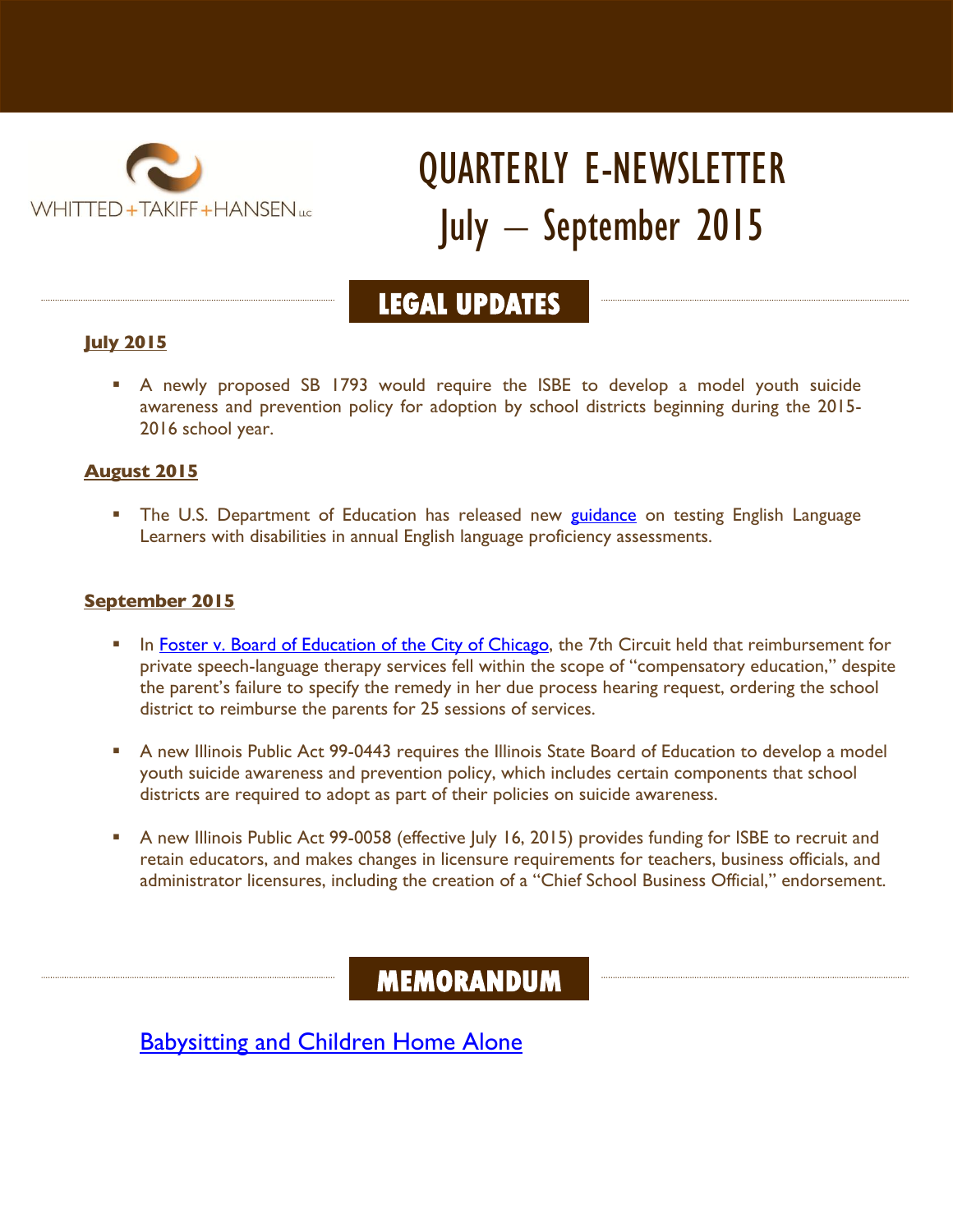WHITTED + TAKIFF + HANSEN LLC

# QUARTERLY E-NEWSLETTER
# July – September 2015

## LEGAL UPDATES

### July 2015

- A newly proposed SB 1793 would require the ISBE to develop a model youth suicide awareness and prevention policy for adoption by school districts beginning during the 2015-2016 school year.

### August 2015

- The U.S. Department of Education has released new guidance on testing English Language Learners with disabilities in annual English language proficiency assessments.

### September 2015

- In Foster v. Board of Education of the City of Chicago, the 7th Circuit held that reimbursement for private speech-language therapy services fell within the scope of "compensatory education," despite the parent's failure to specify the remedy in her due process hearing request, ordering the school district to reimburse the parents for 25 sessions of services.

- A new Illinois Public Act 99-0443 requires the Illinois State Board of Education to develop a model youth suicide awareness and prevention policy, which includes certain components that school districts are required to adopt as part of their policies on suicide awareness.

- A new Illinois Public Act 99-0058 (effective July 16, 2015) provides funding for ISBE to recruit and retain educators, and makes changes in licensure requirements for teachers, business officials, and administrator licensures, including the creation of a "Chief School Business Official," endorsement.

## MEMORANDUM

Babysitting and Children Home Alone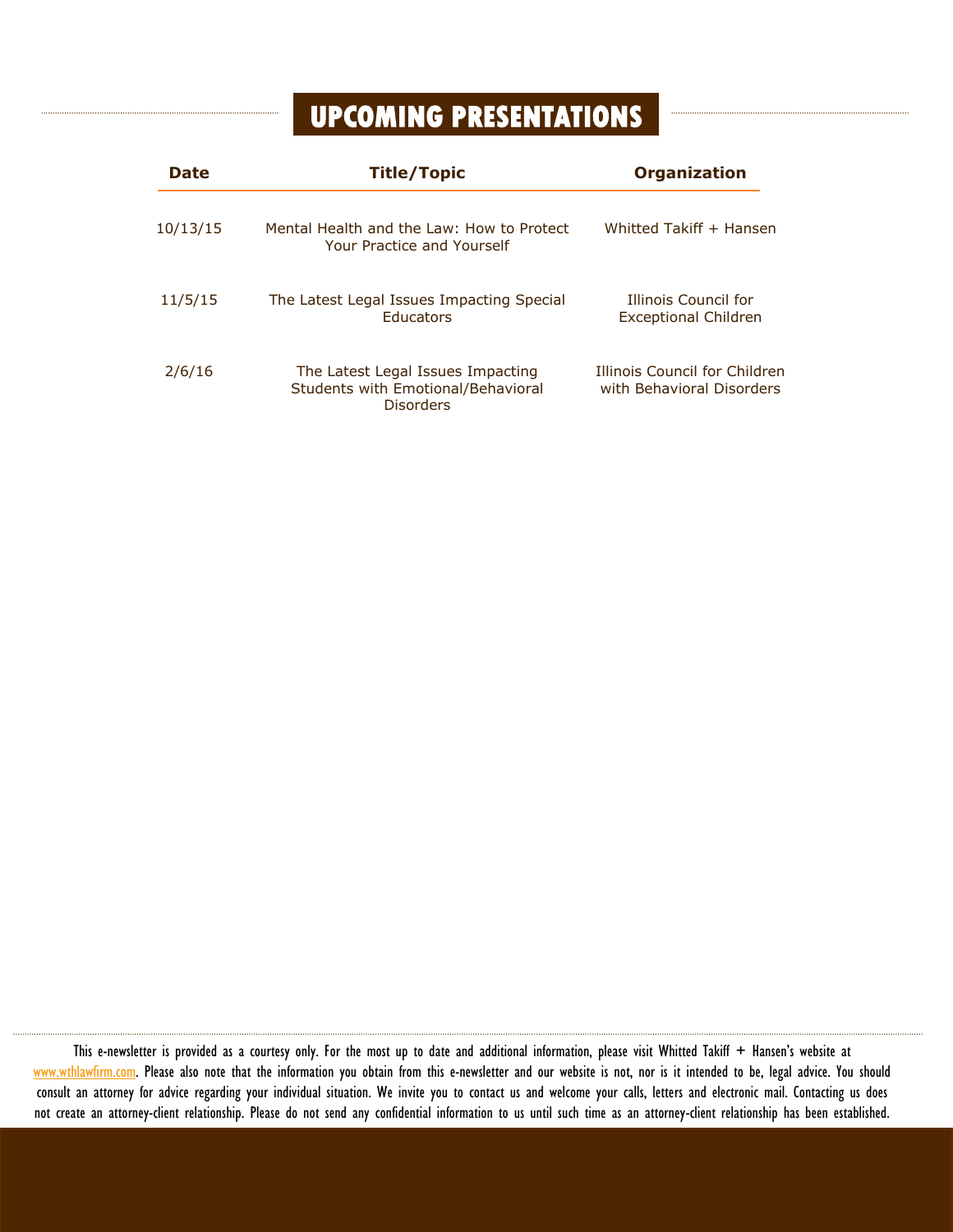# UPCOMING PRESENTATIONS

| Date | Title/Topic | Organization |
| --- | --- | --- |
| 10/13/15 | Mental Health and the Law: How to Protect Your Practice and Yourself | Whitted Takiff + Hansen |
| 11/5/15 | The Latest Legal Issues Impacting Special Educators | Illinois Council for Exceptional Children |
| 2/6/16 | The Latest Legal Issues Impacting Students with Emotional/Behavioral Disorders | Illinois Council for Children with Behavioral Disorders |

This e-newsletter is provided as a courtesy only. For the most up to date and additional information, please visit Whitted Takiff + Hansen's website at www.wthlawfirm.com. Please also note that the information you obtain from this e-newsletter and our website is not, nor is it intended to be, legal advice. You should consult an attorney for advice regarding your individual situation. We invite you to contact us and welcome your calls, letters and electronic mail. Contacting us does not create an attorney-client relationship. Please do not send any confidential information to us until such time as an attorney-client relationship has been established.